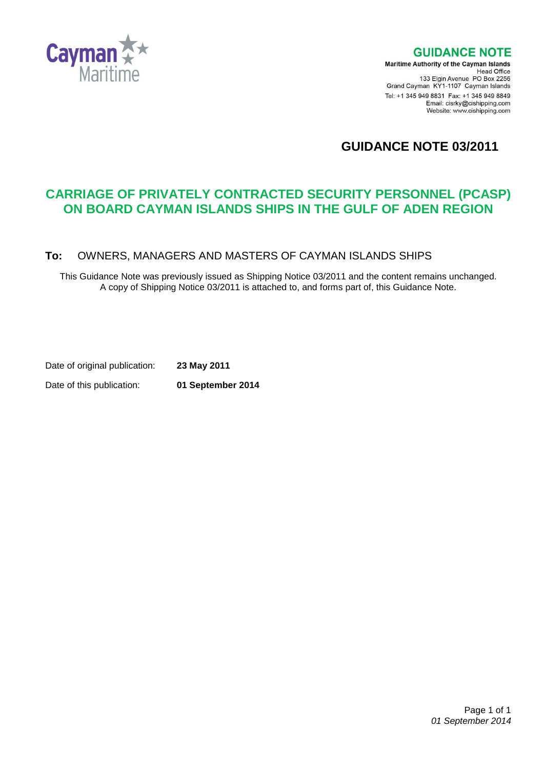Cayman Maritime

## GUIDANCE NOTE

**Maritime Authority of the Cayman Islands**
Head Office
133 Elgin Avenue PO Box 2256
Grand Cayman KY1-1107 Cayman Islands
Tel: +1 345 949 8831 Fax: +1 345 949 8849
Email: cisrky@cishipping.com
Website: www.cishipping.com

# GUIDANCE NOTE 03/2011

## CARRIAGE OF PRIVATELY CONTRACTED SECURITY PERSONNEL (PCASP) ON BOARD CAYMAN ISLANDS SHIPS IN THE GULF OF ADEN REGION

**To:** OWNERS, MANAGERS AND MASTERS OF CAYMAN ISLANDS SHIPS

This Guidance Note was previously issued as Shipping Notice 03/2011 and the content remains unchanged. A copy of Shipping Notice 03/2011 is attached to, and forms part of, this Guidance Note.

Date of original publication: **23 May 2011**

Date of this publication: **01 September 2014**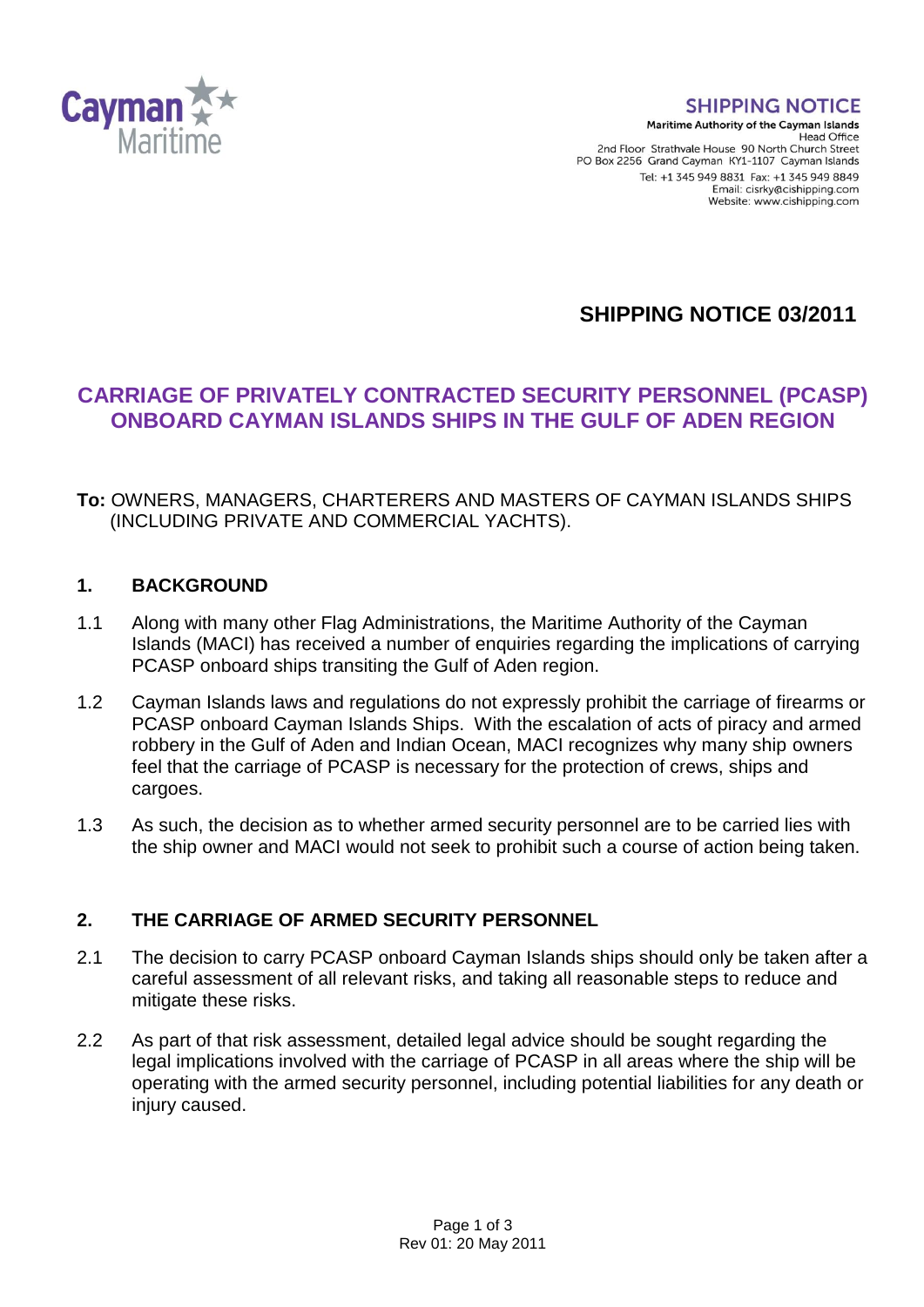**SHIPPING NOTICE**

Maritime Authority of the Cayman Islands
Head Office
2nd Floor Strathvale House 90 North Church Street
PO Box 2256 Grand Cayman KY1-1107 Cayman Islands
Tel: +1 345 949 8831 Fax: +1 345 949 8849
Email: cisrky@cishipping.com
Website: www.cishipping.com

# SHIPPING NOTICE 03/2011

## CARRIAGE OF PRIVATELY CONTRACTED SECURITY PERSONNEL (PCASP) ONBOARD CAYMAN ISLANDS SHIPS IN THE GULF OF ADEN REGION

**To:** OWNERS, MANAGERS, CHARTERERS AND MASTERS OF CAYMAN ISLANDS SHIPS (INCLUDING PRIVATE AND COMMERCIAL YACHTS).

### 1. BACKGROUND

1.1 Along with many other Flag Administrations, the Maritime Authority of the Cayman Islands (MACI) has received a number of enquiries regarding the implications of carrying PCASP onboard ships transiting the Gulf of Aden region.

1.2 Cayman Islands laws and regulations do not expressly prohibit the carriage of firearms or PCASP onboard Cayman Islands Ships. With the escalation of acts of piracy and armed robbery in the Gulf of Aden and Indian Ocean, MACI recognizes why many ship owners feel that the carriage of PCASP is necessary for the protection of crews, ships and cargoes.

1.3 As such, the decision as to whether armed security personnel are to be carried lies with the ship owner and MACI would not seek to prohibit such a course of action being taken.

### 2. THE CARRIAGE OF ARMED SECURITY PERSONNEL

2.1 The decision to carry PCASP onboard Cayman Islands ships should only be taken after a careful assessment of all relevant risks, and taking all reasonable steps to reduce and mitigate these risks.

2.2 As part of that risk assessment, detailed legal advice should be sought regarding the legal implications involved with the carriage of PCASP in all areas where the ship will be operating with the armed security personnel, including potential liabilities for any death or injury caused.

Rev 01: 20 May 2011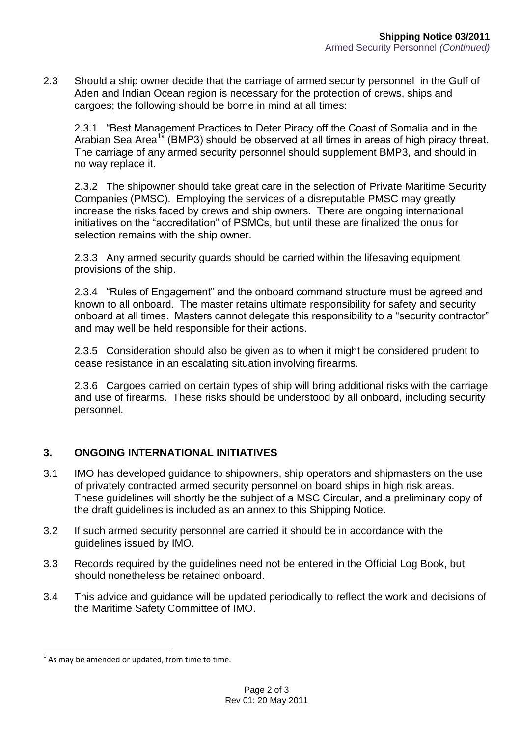2.3 Should a ship owner decide that the carriage of armed security personnel in the Gulf of Aden and Indian Ocean region is necessary for the protection of crews, ships and cargoes; the following should be borne in mind at all times:

2.3.1 "Best Management Practices to Deter Piracy off the Coast of Somalia and in the Arabian Sea Area[1]" (BMP3) should be observed at all times in areas of high piracy threat. The carriage of any armed security personnel should supplement BMP3, and should in no way replace it.

2.3.2 The shipowner should take great care in the selection of Private Maritime Security Companies (PMSC). Employing the services of a disreputable PMSC may greatly increase the risks faced by crews and ship owners. There are ongoing international initiatives on the "accreditation" of PSMCs, but until these are finalized the onus for selection remains with the ship owner.

2.3.3 Any armed security guards should be carried within the lifesaving equipment provisions of the ship.

2.3.4 "Rules of Engagement" and the onboard command structure must be agreed and known to all onboard. The master retains ultimate responsibility for safety and security onboard at all times. Masters cannot delegate this responsibility to a "security contractor" and may well be held responsible for their actions.

2.3.5 Consideration should also be given as to when it might be considered prudent to cease resistance in an escalating situation involving firearms.

2.3.6 Cargoes carried on certain types of ship will bring additional risks with the carriage and use of firearms. These risks should be understood by all onboard, including security personnel.

## 3. ONGOING INTERNATIONAL INITIATIVES

3.1 IMO has developed guidance to shipowners, ship operators and shipmasters on the use of privately contracted armed security personnel on board ships in high risk areas. These guidelines will shortly be the subject of a MSC Circular, and a preliminary copy of the draft guidelines is included as an annex to this Shipping Notice.

3.2 If such armed security personnel are carried it should be in accordance with the guidelines issued by IMO.

3.3 Records required by the guidelines need not be entered in the Official Log Book, but should nonetheless be retained onboard.

3.4 This advice and guidance will be updated periodically to reflect the work and decisions of the Maritime Safety Committee of IMO.

[1] As may be amended or updated, from time to time.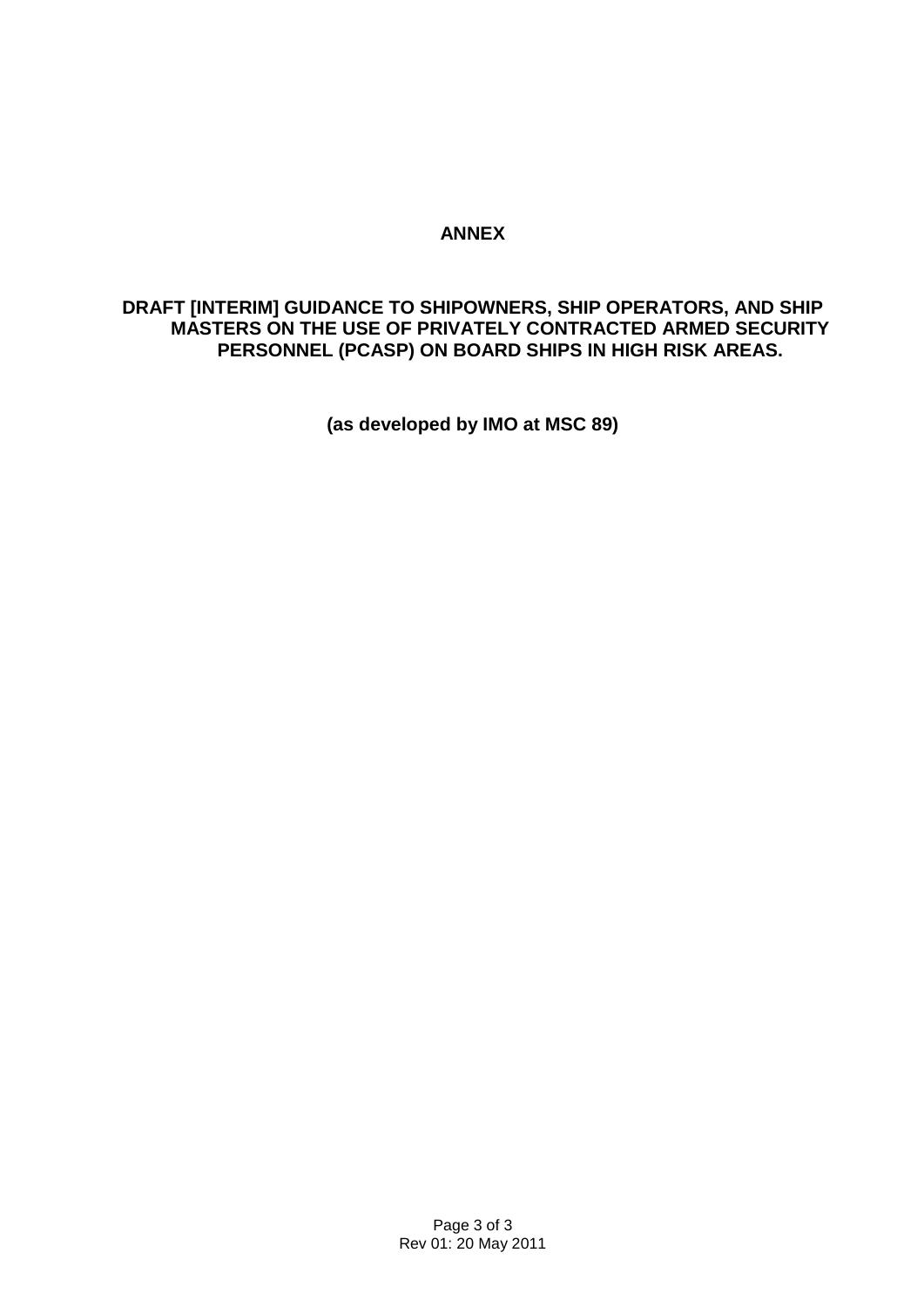# ANNEX

## DRAFT [INTERIM] GUIDANCE TO SHIPOWNERS, SHIP OPERATORS, AND SHIP MASTERS ON THE USE OF PRIVATELY CONTRACTED ARMED SECURITY PERSONNEL (PCASP) ON BOARD SHIPS IN HIGH RISK AREAS.

**(as developed by IMO at MSC 89)**